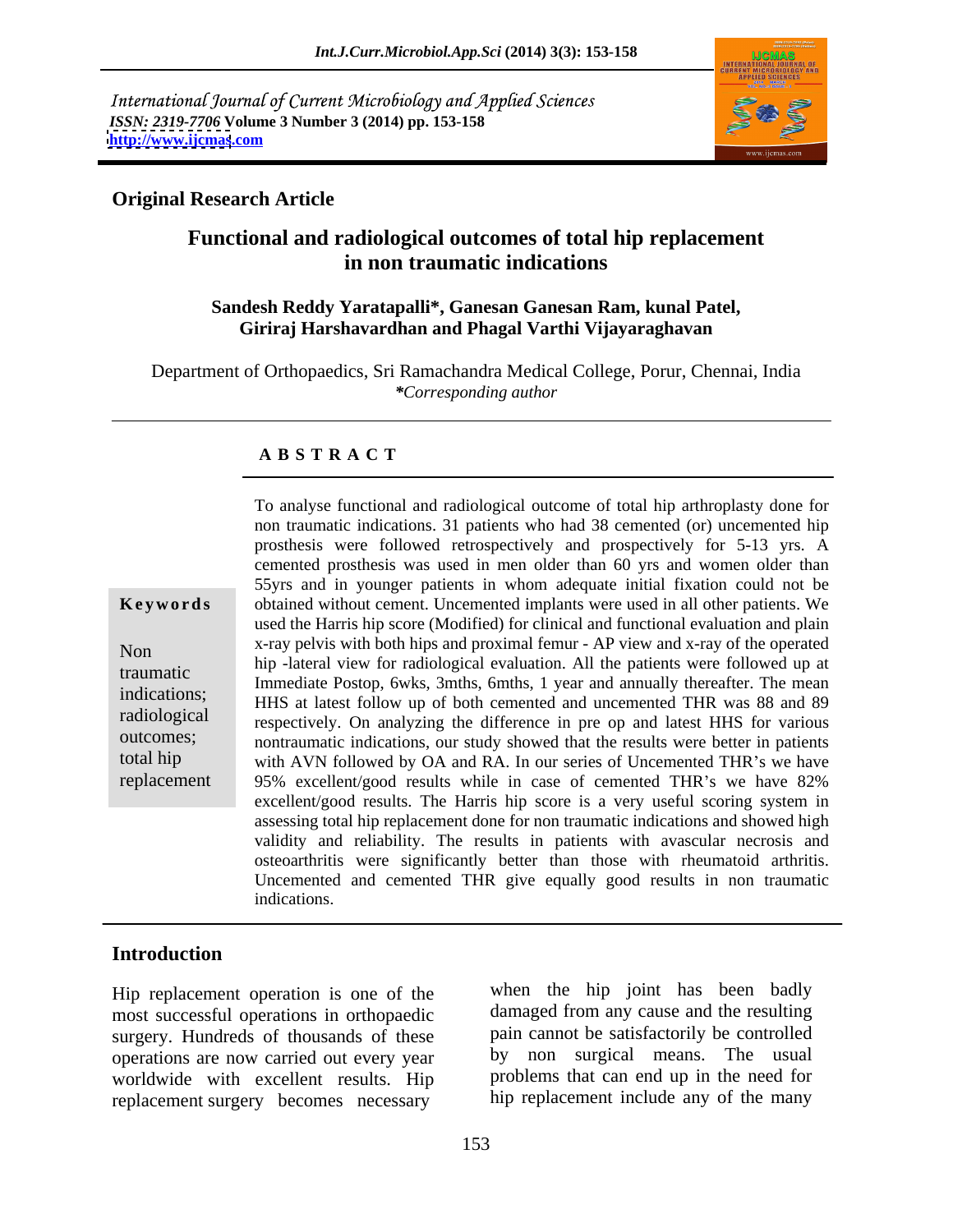International Journal of Current Microbiology and Applied Sciences
*ISSN: 2319-7706* **Volume 3 Number 3 (2014) pp. 153-158**
**http://www.ijcmas.com**

**Original Research Article**

# Functional and radiological outcomes of total hip replacement in non traumatic indications

**Sandesh Reddy Yaratapalli\*, Ganesan Ganesan Ram, kunal Patel, Giriraj Harshavardhan and Phagal Varthi Vijayaraghavan**

Department of Orthopaedics, Sri Ramachandra Medical College, Porur, Chennai, India
*\*Corresponding author*

## ABSTRACT

**Keywords**

Non traumatic indications; radiological outcomes; total hip replacement

To analyse functional and radiological outcome of total hip arthroplasty done for non traumatic indications. 31 patients who had 38 cemented (or) uncemented hip prosthesis were followed retrospectively and prospectively for 5-13 yrs. A cemented prosthesis was used in men older than 60 yrs and women older than 55yrs and in younger patients in whom adequate initial fixation could not be obtained without cement. Uncemented implants were used in all other patients. We used the Harris hip score (Modified) for clinical and functional evaluation and plain x-ray pelvis with both hips and proximal femur - AP view and x-ray of the operated hip -lateral view for radiological evaluation. All the patients were followed up at Immediate Postop, 6wks, 3mths, 6mths, 1 year and annually thereafter. The mean HHS at latest follow up of both cemented and uncemented THR was 88 and 89 respectively. On analyzing the difference in pre op and latest HHS for various nontraumatic indications, our study showed that the results were better in patients with AVN followed by OA and RA. In our series of Uncemented THR's we have 95% excellent/good results while in case of cemented THR's we have 82% excellent/good results. The Harris hip score is a very useful scoring system in assessing total hip replacement done for non traumatic indications and showed high validity and reliability. The results in patients with avascular necrosis and osteoarthritis were significantly better than those with rheumatoid arthritis. Uncemented and cemented THR give equally good results in non traumatic indications.

## Introduction

Hip replacement operation is one of the most successful operations in orthopaedic surgery. Hundreds of thousands of these operations are now carried out every year worldwide with excellent results. Hip replacement surgery becomes necessary when the hip joint has been badly damaged from any cause and the resulting pain cannot be satisfactorily be controlled by non surgical means. The usual problems that can end up in the need for hip replacement include any of the many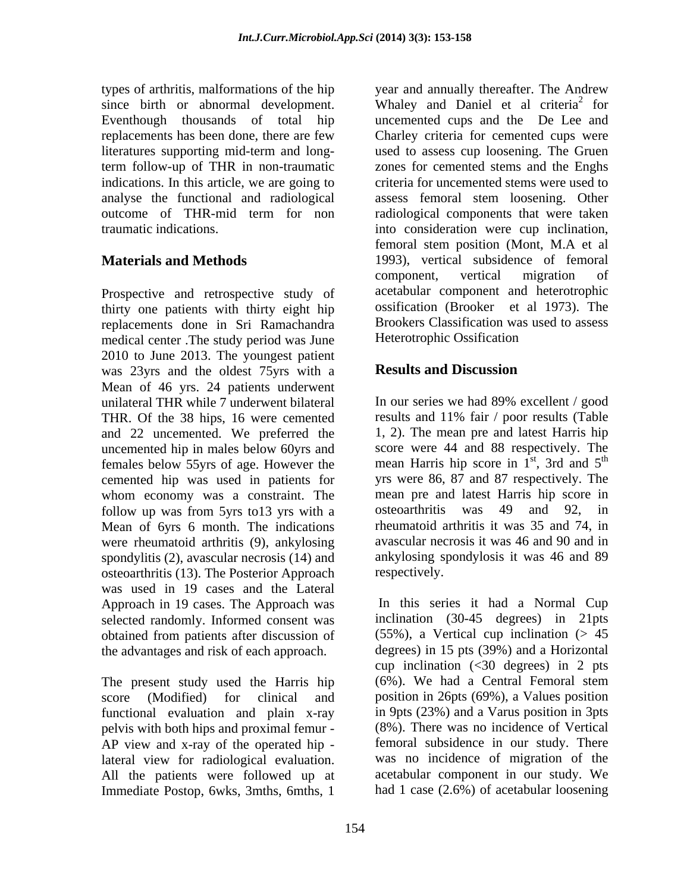types of arthritis, malformations of the hip since birth or abnormal development. Eventhough thousands of total hip replacements has been done, there are few literatures supporting mid-term and long-term follow-up of THR in non-traumatic indications. In this article, we are going to analyse the functional and radiological outcome of THR-mid term for non traumatic indications.

## Materials and Methods

Prospective and retrospective study of thirty one patients with thirty eight hip replacements done in Sri Ramachandra medical center .The study period was June 2010 to June 2013. The youngest patient was 23yrs and the oldest 75yrs with a Mean of 46 yrs. 24 patients underwent unilateral THR while 7 underwent bilateral THR. Of the 38 hips, 16 were cemented and 22 uncemented. We preferred the uncemented hip in males below 60yrs and females below 55yrs of age. However the cemented hip was used in patients for whom economy was a constraint. The follow up was from 5yrs to13 yrs with a Mean of 6yrs 6 month. The indications were rheumatoid arthritis (9), ankylosing spondylitis (2), avascular necrosis (14) and osteoarthritis (13). The Posterior Approach was used in 19 cases and the Lateral Approach in 19 cases. The Approach was selected randomly. Informed consent was obtained from patients after discussion of the advantages and risk of each approach.

The present study used the Harris hip score (Modified) for clinical and functional evaluation and plain x-ray pelvis with both hips and proximal femur - AP view and x-ray of the operated hip - lateral view for radiological evaluation. All the patients were followed up at Immediate Postop, 6wks, 3mths, 6mths, 1 year and annually thereafter. The Andrew Whaley and Daniel et al criteria[2] for uncemented cups and the De Lee and Charley criteria for cemented cups were used to assess cup loosening. The Gruen zones for cemented stems and the Enghs criteria for uncemented stems were used to assess femoral stem loosening. Other radiological components that were taken into consideration were cup inclination, femoral stem position (Mont, M.A et al 1993), vertical subsidence of femoral component, vertical migration of acetabular component and heterotrophic ossification (Brooker et al 1973). The Brookers Classification was used to assess Heterotrophic Ossification

## Results and Discussion

In our series we had 89% excellent / good results and 11% fair / poor results (Table 1, 2). The mean pre and latest Harris hip score were 44 and 88 respectively. The mean Harris hip score in 1st, 3rd and 5th yrs were 86, 87 and 87 respectively. The mean pre and latest Harris hip score in osteoarthritis was 49 and 92, in rheumatoid arthritis it was 35 and 74, in avascular necrosis it was 46 and 90 and in ankylosing spondylosis it was 46 and 89 respectively.

In this series it had a Normal Cup inclination (30-45 degrees) in 21pts (55%), a Vertical cup inclination (> 45 degrees) in 15 pts (39%) and a Horizontal cup inclination (<30 degrees) in 2 pts (6%). We had a Central Femoral stem position in 26pts (69%), a Values position in 9pts (23%) and a Varus position in 3pts (8%). There was no incidence of Vertical femoral subsidence in our study. There was no incidence of migration of the acetabular component in our study. We had 1 case (2.6%) of acetabular loosening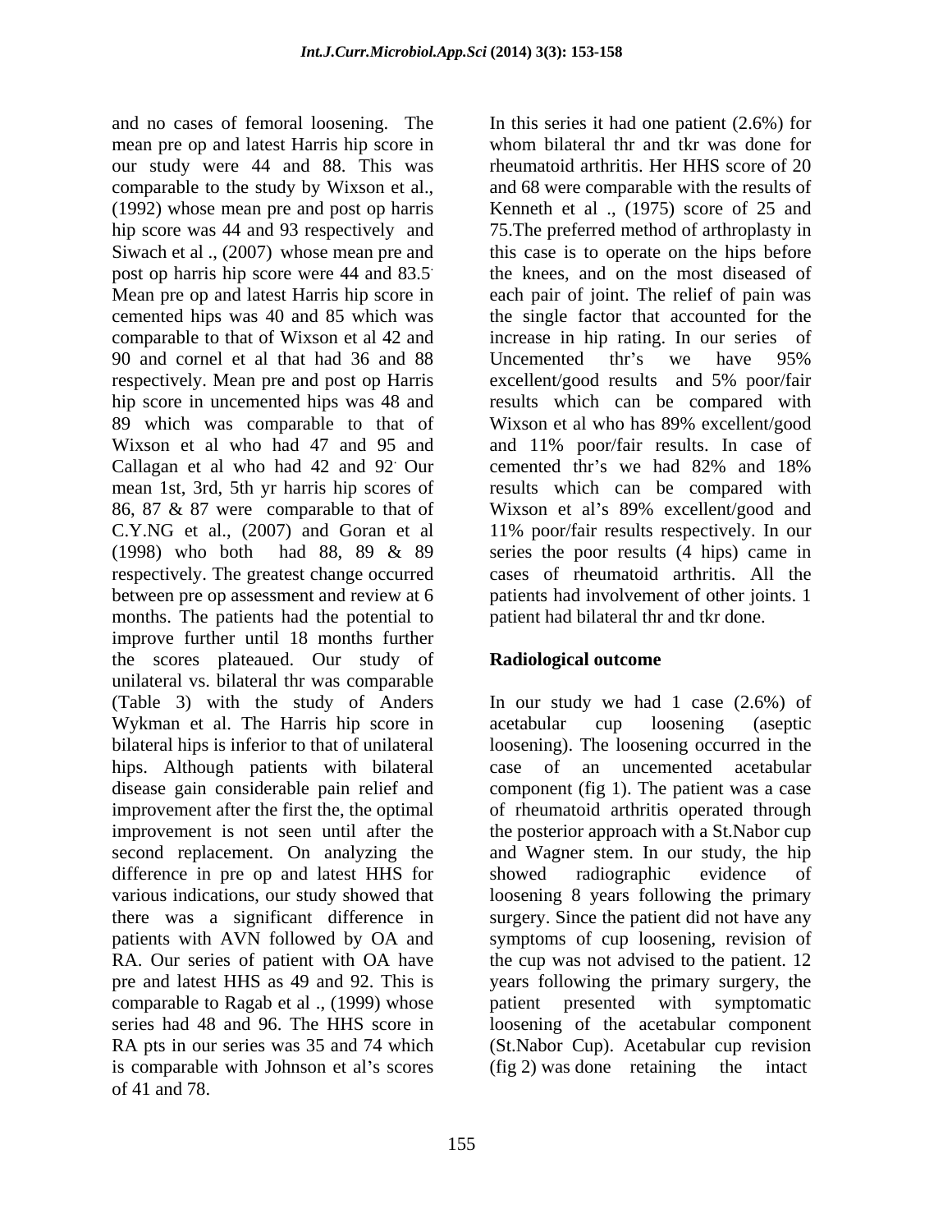and no cases of femoral loosening. The mean pre op and latest Harris hip score in our study were 44 and 88. This was comparable to the study by Wixson et al., (1992) whose mean pre and post op harris hip score was 44 and 93 respectively and Siwach et al ., (2007) whose mean pre and post op harris hip score were 44 and 83.5. Mean pre op and latest Harris hip score in cemented hips was 40 and 85 which was comparable to that of Wixson et al 42 and 90 and cornel et al that had 36 and 88 respectively. Mean pre and post op Harris hip score in uncemented hips was 48 and 89 which was comparable to that of Wixson et al who had 47 and 95 and Callagan et al who had 42 and 92. Our mean 1st, 3rd, 5th yr harris hip scores of 86, 87 & 87 were comparable to that of C.Y.NG et al., (2007) and Goran et al (1998) who both had 88, 89 & 89 respectively. The greatest change occurred between pre op assessment and review at 6 months. The patients had the potential to improve further until 18 months further the scores plateaued. Our study of unilateral vs. bilateral thr was comparable (Table 3) with the study of Anders Wykman et al. The Harris hip score in bilateral hips is inferior to that of unilateral hips. Although patients with bilateral disease gain considerable pain relief and improvement after the first the, the optimal improvement is not seen until after the second replacement. On analyzing the difference in pre op and latest HHS for various indications, our study showed that there was a significant difference in patients with AVN followed by OA and RA. Our series of patient with OA have pre and latest HHS as 49 and 92. This is comparable to Ragab et al ., (1999) whose series had 48 and 96. The HHS score in RA pts in our series was 35 and 74 which is comparable with Johnson et al's scores of 41 and 78.

In this series it had one patient (2.6%) for whom bilateral thr and tkr was done for rheumatoid arthritis. Her HHS score of 20 and 68 were comparable with the results of Kenneth et al ., (1975) score of 25 and 75.The preferred method of arthroplasty in this case is to operate on the hips before the knees, and on the most diseased of each pair of joint. The relief of pain was the single factor that accounted for the increase in hip rating. In our series of Uncemented thr's we have 95% excellent/good results and 5% poor/fair results which can be compared with Wixson et al who has 89% excellent/good and 11% poor/fair results. In case of cemented thr's we had 82% and 18% results which can be compared with Wixson et al's 89% excellent/good and 11% poor/fair results respectively. In our series the poor results (4 hips) came in cases of rheumatoid arthritis. All the patients had involvement of other joints. 1 patient had bilateral thr and tkr done.

## Radiological outcome

In our study we had 1 case (2.6%) of acetabular cup loosening (aseptic loosening). The loosening occurred in the case of an uncemented acetabular component (fig 1). The patient was a case of rheumatoid arthritis operated through the posterior approach with a St.Nabor cup and Wagner stem. In our study, the hip showed radiographic evidence of loosening 8 years following the primary surgery. Since the patient did not have any symptoms of cup loosening, revision of the cup was not advised to the patient. 12 years following the primary surgery, the patient presented with symptomatic loosening of the acetabular component (St.Nabor Cup). Acetabular cup revision (fig 2) was done retaining the intact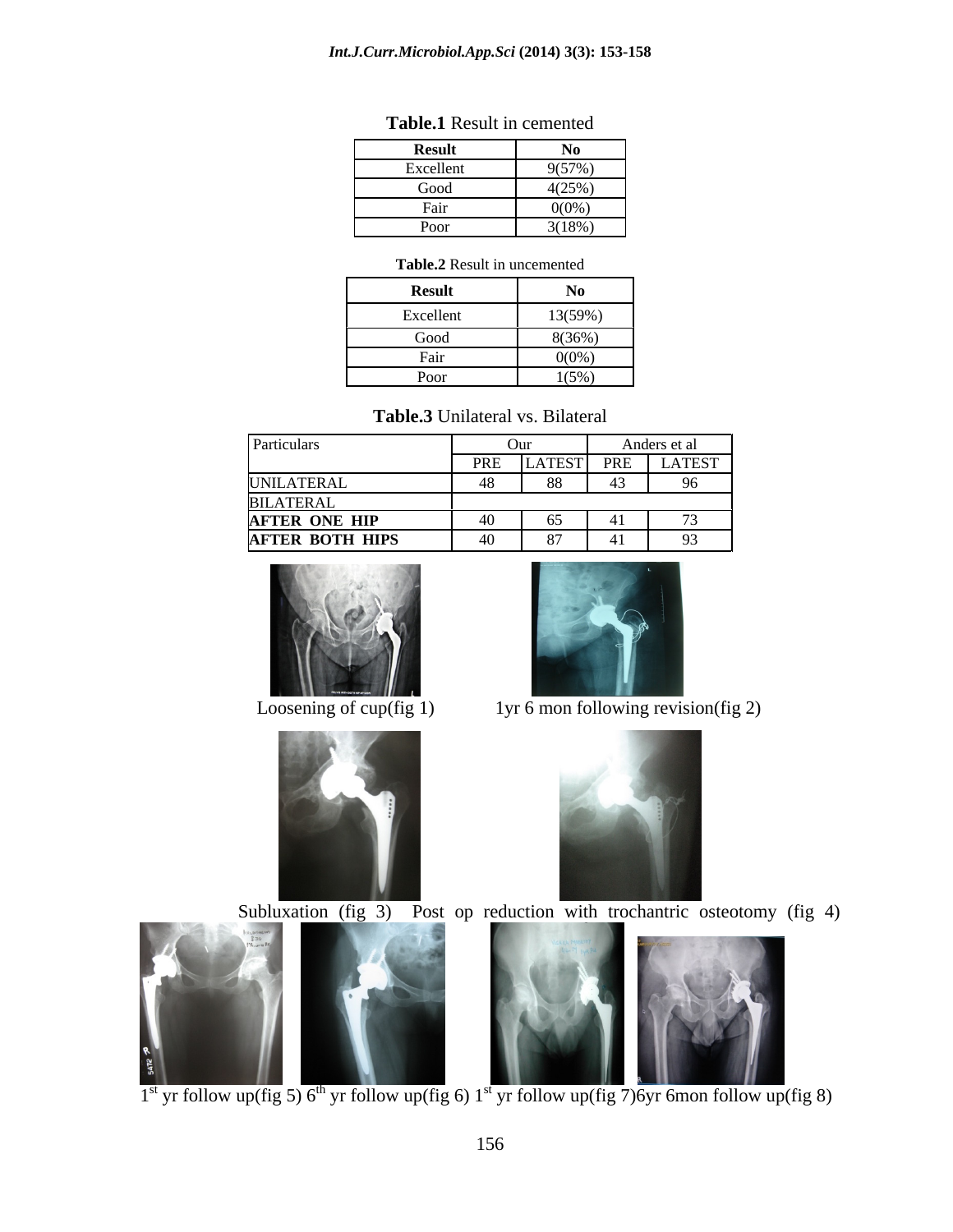**Table.1** Result in cemented

| Result | No |
|---|---|
| Excellent | 9(57%) |
| Good | 4(25%) |
| Fair | 0(0%) |
| Poor | 3(18%) |

**Table.2** Result in uncemented

| Result | No |
|---|---|
| Excellent | 13(59%) |
| Good | 8(36%) |
| Fair | 0(0%) |
| Poor | 1(5%) |

**Table.3** Unilateral vs. Bilateral

| Particulars | Our | | Anders et al | |
|---|---|---|---|---|
| | PRE | LATEST | PRE | LATEST |
| UNILATERAL | 48 | 88 | 43 | 96 |
| BILATERAL | | | | |
| **AFTER ONE HIP** | 40 | 65 | 41 | 73 |
| **AFTER BOTH HIPS** | 40 | 87 | 41 | 93 |

Loosening of cup(fig 1) 1yr 6 mon following revision(fig 2)

Subluxation (fig 3) Post op reduction with trochantric osteotomy (fig 4)

1st yr follow up(fig 5) 6th yr follow up(fig 6) 1st yr follow up(fig 7) 6yr 6mon follow up(fig 8)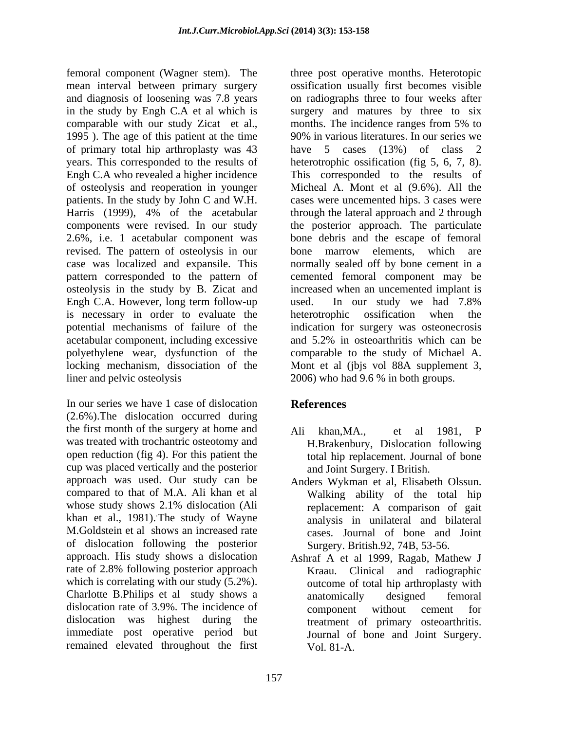femoral component (Wagner stem). The mean interval between primary surgery and diagnosis of loosening was 7.8 years in the study by Engh C.A et al which is comparable with our study Zicat et al., 1995 ). The age of this patient at the time of primary total hip arthroplasty was 43 years. This corresponded to the results of Engh C.A who revealed a higher incidence of osteolysis and reoperation in younger patients. In the study by John C and W.H. Harris (1999), 4% of the acetabular components were revised. In our study 2.6%, i.e. 1 acetabular component was revised. The pattern of osteolysis in our case was localized and expansile. This pattern corresponded to the pattern of osteolysis in the study by B. Zicat and Engh C.A. However, long term follow-up is necessary in order to evaluate the potential mechanisms of failure of the acetabular component, including excessive polyethylene wear, dysfunction of the locking mechanism, dissociation of the liner and pelvic osteolysis

In our series we have 1 case of dislocation (2.6%).The dislocation occurred during the first month of the surgery at home and was treated with trochantric osteotomy and open reduction (fig 4). For this patient the cup was placed vertically and the posterior approach was used. Our study can be compared to that of M.A. Ali khan et al whose study shows 2.1% dislocation (Ali khan et al., 1981). The study of Wayne M.Goldstein et al shows an increased rate of dislocation following the posterior approach. His study shows a dislocation rate of 2.8% following posterior approach which is correlating with our study (5.2%). Charlotte B.Philips et al study shows a dislocation rate of 3.9%. The incidence of dislocation was highest during the immediate post operative period but remained elevated throughout the first three post operative months. Heterotopic ossification usually first becomes visible on radiographs three to four weeks after surgery and matures by three to six months. The incidence ranges from 5% to 90% in various literatures. In our series we have 5 cases (13%) of class 2 heterotrophic ossification (fig 5, 6, 7, 8). This corresponded to the results of Micheal A. Mont et al (9.6%). All the cases were uncemented hips. 3 cases were through the lateral approach and 2 through the posterior approach. The particulate bone debris and the escape of femoral bone marrow elements, which are normally sealed off by bone cement in a cemented femoral component may be increased when an uncemented implant is used. In our study we had 7.8% heterotrophic ossification when the indication for surgery was osteonecrosis and 5.2% in osteoarthritis which can be comparable to the study of Michael A. Mont et al (jbjs vol 88A supplement 3, 2006) who had 9.6 % in both groups.

## References

Ali khan,MA., et al 1981, P H.Brakenbury, Dislocation following total hip replacement. Journal of bone and Joint Surgery. I British.

Anders Wykman et al, Elisabeth Olssun. Walking ability of the total hip replacement: A comparison of gait analysis in unilateral and bilateral cases. Journal of bone and Joint Surgery. British.92, 74B, 53-56.

Ashraf A et al 1999, Ragab, Mathew J Kraau. Clinical and radiographic outcome of total hip arthroplasty with anatomically designed femoral component without cement for treatment of primary osteoarthritis. Journal of bone and Joint Surgery. Vol. 81-A.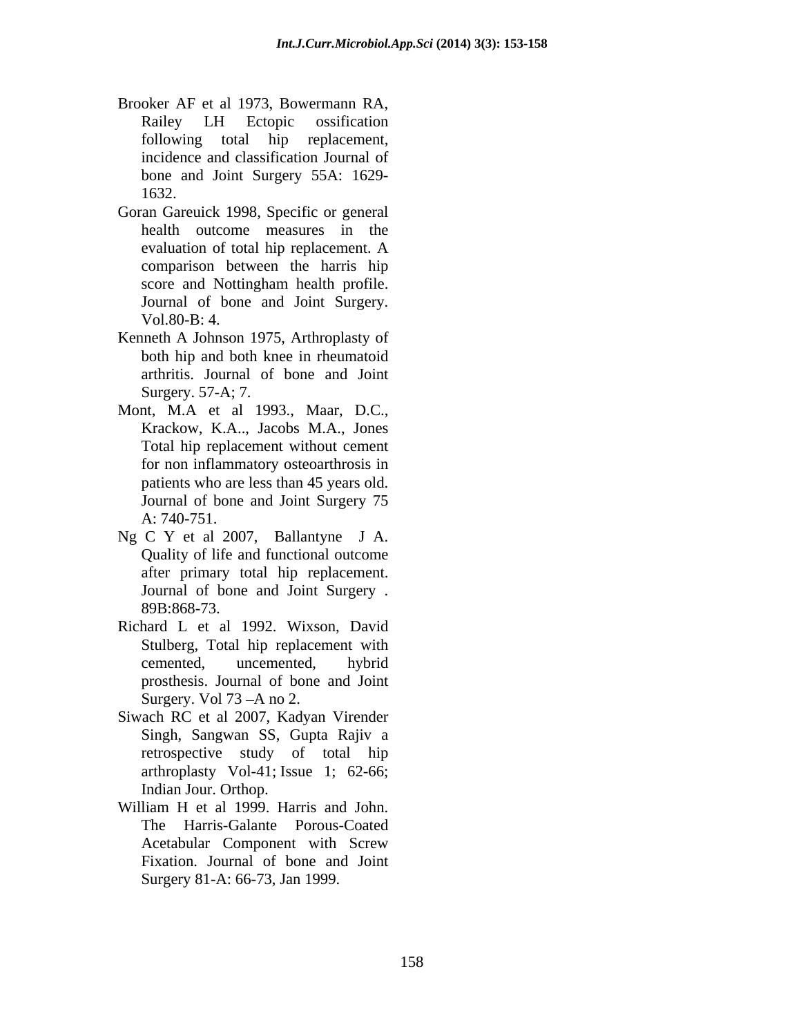Brooker AF et al 1973, Bowermann RA, Railey LH Ectopic ossification following total hip replacement, incidence and classification Journal of bone and Joint Surgery 55A: 1629-1632.

Goran Gareuick 1998, Specific or general health outcome measures in the evaluation of total hip replacement. A comparison between the harris hip score and Nottingham health profile. Journal of bone and Joint Surgery. Vol.80-B: 4.

Kenneth A Johnson 1975, Arthroplasty of both hip and both knee in rheumatoid arthritis. Journal of bone and Joint Surgery. 57-A; 7.

Mont, M.A et al 1993., Maar, D.C., Krackow, K.A.., Jacobs M.A., Jones Total hip replacement without cement for non inflammatory osteoarthrosis in patients who are less than 45 years old. Journal of bone and Joint Surgery 75 A: 740-751.

Ng C Y et al 2007, Ballantyne J A. Quality of life and functional outcome after primary total hip replacement. Journal of bone and Joint Surgery . 89B:868-73.

Richard L et al 1992. Wixson, David Stulberg, Total hip replacement with cemented, uncemented, hybrid prosthesis. Journal of bone and Joint Surgery. Vol 73 –A no 2.

Siwach RC et al 2007, Kadyan Virender Singh, Sangwan SS, Gupta Rajiv a retrospective study of total hip arthroplasty Vol-41; Issue 1; 62-66; Indian Jour. Orthop.

William H et al 1999. Harris and John. The Harris-Galante Porous-Coated Acetabular Component with Screw Fixation. Journal of bone and Joint Surgery 81-A: 66-73, Jan 1999.